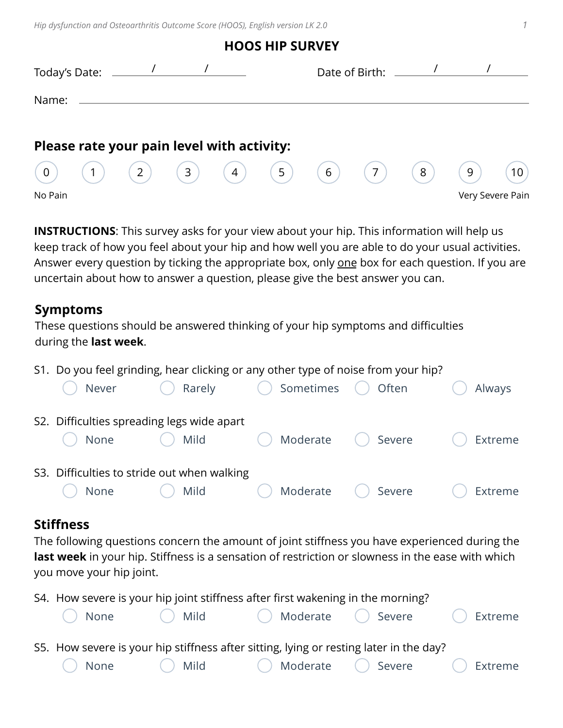# HOOS HIP SURVEY

Today's Date: ______ / ______ / ______ Date of Birth: ______ / ______ / ______

Name: ____________________________________________

## Please rate your pain level with activity:

| 0 | 1 | 2 | 3 | 4 | 5 | 6 | 7 | 8 | 9 | 10 |
|---|---|---|---|---|---|---|---|---|---|---|
| No Pain | | | | | | | | | | Very Severe Pain |

**INSTRUCTIONS**: This survey asks for your view about your hip. This information will help us keep track of how you feel about your hip and how well you are able to do your usual activities. Answer every question by ticking the appropriate box, only one box for each question. If you are uncertain about how to answer a question, please give the best answer you can.

## Symptoms

These questions should be answered thinking of your hip symptoms and difficulties during the **last week**.

S1. Do you feel grinding, hear clicking or any other type of noise from your hip?

- ○ Never ○ Rarely ○ Sometimes ○ Often ○ Always

S2. Difficulties spreading legs wide apart

- ○ None ○ Mild ○ Moderate ○ Severe ○ Extreme

S3. Difficulties to stride out when walking

- ○ None ○ Mild ○ Moderate ○ Severe ○ Extreme

## Stiffness

The following questions concern the amount of joint stiffness you have experienced during the **last week** in your hip. Stiffness is a sensation of restriction or slowness in the ease with which you move your hip joint.

S4. How severe is your hip joint stiffness after first wakening in the morning?

- ○ None ○ Mild ○ Moderate ○ Severe ○ Extreme

S5. How severe is your hip stiffness after sitting, lying or resting later in the day?

- ○ None ○ Mild ○ Moderate ○ Severe ○ Extreme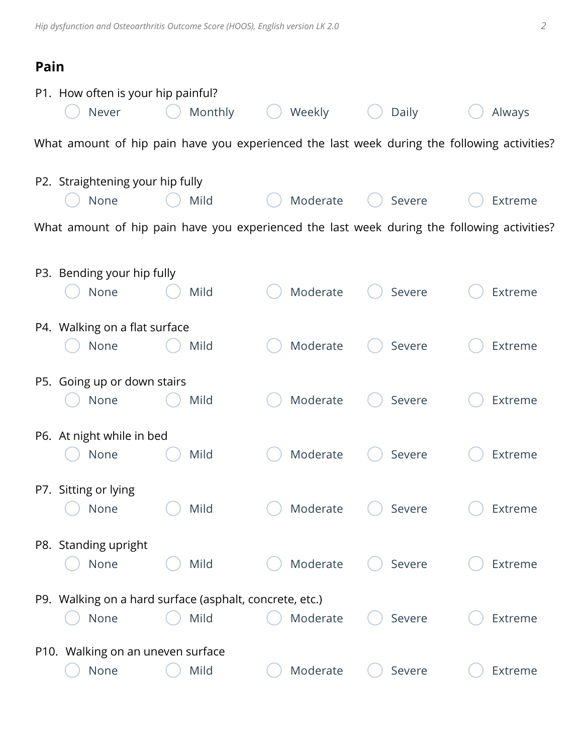## Pain

P1. How often is your hip painful?

○ Never ○ Monthly ○ Weekly ○ Daily ○ Always

What amount of hip pain have you experienced the last week during the following activities?

P2. Straightening your hip fully

○ None ○ Mild ○ Moderate ○ Severe ○ Extreme

What amount of hip pain have you experienced the last week during the following activities?

P3. Bending your hip fully

○ None ○ Mild ○ Moderate ○ Severe ○ Extreme

P4. Walking on a flat surface

○ None ○ Mild ○ Moderate ○ Severe ○ Extreme

P5. Going up or down stairs

○ None ○ Mild ○ Moderate ○ Severe ○ Extreme

P6. At night while in bed

○ None ○ Mild ○ Moderate ○ Severe ○ Extreme

P7. Sitting or lying

○ None ○ Mild ○ Moderate ○ Severe ○ Extreme

P8. Standing upright

○ None ○ Mild ○ Moderate ○ Severe ○ Extreme

P9. Walking on a hard surface (asphalt, concrete, etc.)

○ None ○ Mild ○ Moderate ○ Severe ○ Extreme

P10. Walking on an uneven surface

○ None ○ Mild ○ Moderate ○ Severe ○ Extreme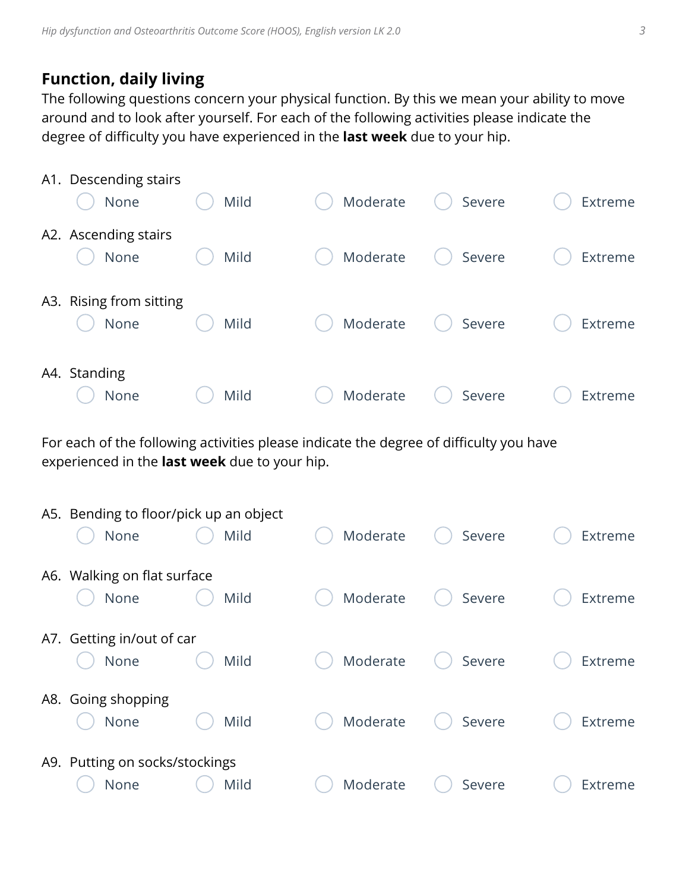## Function, daily living

The following questions concern your physical function. By this we mean your ability to move around and to look after yourself. For each of the following activities please indicate the degree of difficulty you have experienced in the **last week** due to your hip.

A1. Descending stairs

○ None ○ Mild ○ Moderate ○ Severe ○ Extreme

A2. Ascending stairs

○ None ○ Mild ○ Moderate ○ Severe ○ Extreme

A3. Rising from sitting

○ None ○ Mild ○ Moderate ○ Severe ○ Extreme

A4. Standing

○ None ○ Mild ○ Moderate ○ Severe ○ Extreme

For each of the following activities please indicate the degree of difficulty you have experienced in the **last week** due to your hip.

A5. Bending to floor/pick up an object

○ None ○ Mild ○ Moderate ○ Severe ○ Extreme

A6. Walking on flat surface

○ None ○ Mild ○ Moderate ○ Severe ○ Extreme

A7. Getting in/out of car

○ None ○ Mild ○ Moderate ○ Severe ○ Extreme

A8. Going shopping

○ None ○ Mild ○ Moderate ○ Severe ○ Extreme

A9. Putting on socks/stockings

○ None ○ Mild ○ Moderate ○ Severe ○ Extreme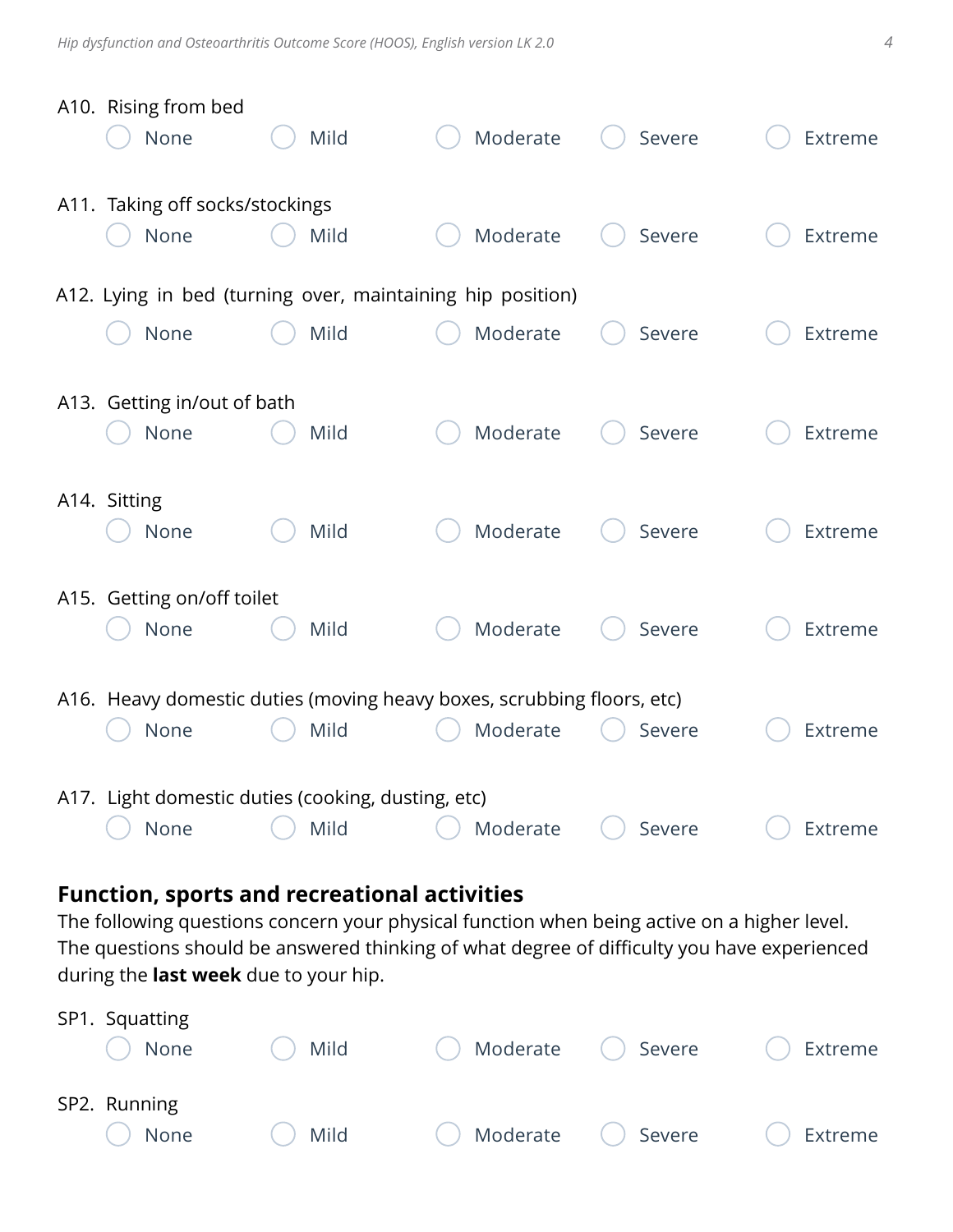A10. Rising from bed

○ None ○ Mild ○ Moderate ○ Severe ○ Extreme

A11. Taking off socks/stockings

○ None ○ Mild ○ Moderate ○ Severe ○ Extreme

A12. Lying in bed (turning over, maintaining hip position)

○ None ○ Mild ○ Moderate ○ Severe ○ Extreme

A13. Getting in/out of bath

○ None ○ Mild ○ Moderate ○ Severe ○ Extreme

A14. Sitting

○ None ○ Mild ○ Moderate ○ Severe ○ Extreme

A15. Getting on/off toilet

○ None ○ Mild ○ Moderate ○ Severe ○ Extreme

A16. Heavy domestic duties (moving heavy boxes, scrubbing floors, etc)

○ None ○ Mild ○ Moderate ○ Severe ○ Extreme

A17. Light domestic duties (cooking, dusting, etc)

○ None ○ Mild ○ Moderate ○ Severe ○ Extreme

## Function, sports and recreational activities

The following questions concern your physical function when being active on a higher level. The questions should be answered thinking of what degree of difficulty you have experienced during the **last week** due to your hip.

SP1. Squatting

○ None ○ Mild ○ Moderate ○ Severe ○ Extreme

SP2. Running

○ None ○ Mild ○ Moderate ○ Severe ○ Extreme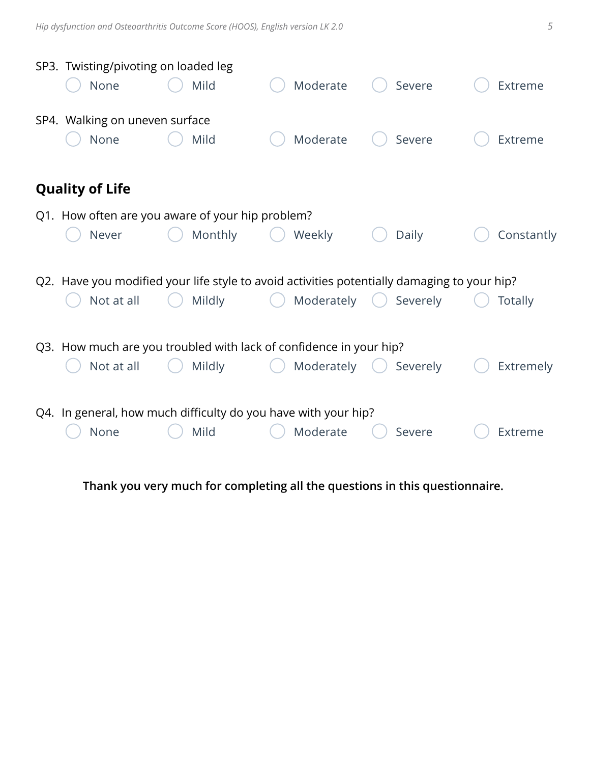SP3. Twisting/pivoting on loaded leg

- ◯ None ◯ Mild ◯ Moderate ◯ Severe ◯ Extreme

SP4. Walking on uneven surface

- ◯ None ◯ Mild ◯ Moderate ◯ Severe ◯ Extreme

## Quality of Life

Q1. How often are you aware of your hip problem?

- ◯ Never ◯ Monthly ◯ Weekly ◯ Daily ◯ Constantly

Q2. Have you modified your life style to avoid activities potentially damaging to your hip?

- ◯ Not at all ◯ Mildly ◯ Moderately ◯ Severely ◯ Totally

Q3. How much are you troubled with lack of confidence in your hip?

- ◯ Not at all ◯ Mildly ◯ Moderately ◯ Severely ◯ Extremely

Q4. In general, how much difficulty do you have with your hip?

- ◯ None ◯ Mild ◯ Moderate ◯ Severe ◯ Extreme

**Thank you very much for completing all the questions in this questionnaire.**